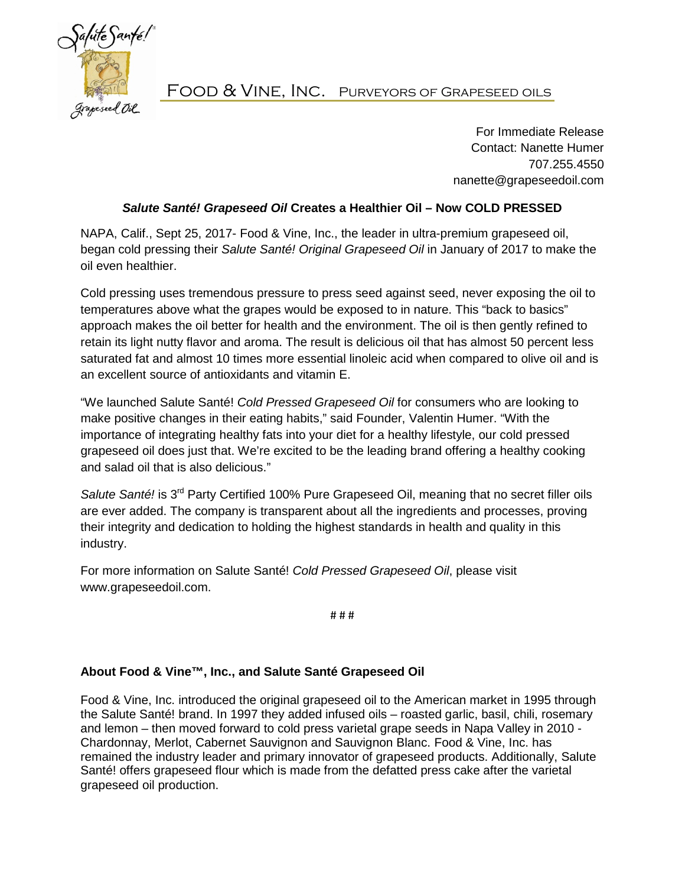FOOD & VINE, INC. PURVEYORS OF GRAPESEED OILS

For Immediate Release
Contact: Nanette Humer
707.255.4550
nanette@grapeseedoil.com

### *Salute Santé! Grapeseed Oil* Creates a Healthier Oil – Now COLD PRESSED

NAPA, Calif., Sept 25, 2017- Food & Vine, Inc., the leader in ultra-premium grapeseed oil, began cold pressing their *Salute Santé! Original Grapeseed Oil* in January of 2017 to make the oil even healthier.

Cold pressing uses tremendous pressure to press seed against seed, never exposing the oil to temperatures above what the grapes would be exposed to in nature. This "back to basics" approach makes the oil better for health and the environment. The oil is then gently refined to retain its light nutty flavor and aroma. The result is delicious oil that has almost 50 percent less saturated fat and almost 10 times more essential linoleic acid when compared to olive oil and is an excellent source of antioxidants and vitamin E.

"We launched Salute Santé! *Cold Pressed Grapeseed Oil* for consumers who are looking to make positive changes in their eating habits," said Founder, Valentin Humer. "With the importance of integrating healthy fats into your diet for a healthy lifestyle, our cold pressed grapeseed oil does just that. We're excited to be the leading brand offering a healthy cooking and salad oil that is also delicious."

*Salute Santé!* is 3rd Party Certified 100% Pure Grapeseed Oil, meaning that no secret filler oils are ever added. The company is transparent about all the ingredients and processes, proving their integrity and dedication to holding the highest standards in health and quality in this industry.

For more information on Salute Santé! *Cold Pressed Grapeseed Oil*, please visit www.grapeseedoil.com.

# # #

**About Food & Vine™, Inc., and Salute Santé Grapeseed Oil**

Food & Vine, Inc. introduced the original grapeseed oil to the American market in 1995 through the Salute Santé! brand. In 1997 they added infused oils – roasted garlic, basil, chili, rosemary and lemon – then moved forward to cold press varietal grape seeds in Napa Valley in 2010 - Chardonnay, Merlot, Cabernet Sauvignon and Sauvignon Blanc. Food & Vine, Inc. has remained the industry leader and primary innovator of grapeseed products. Additionally, Salute Santé! offers grapeseed flour which is made from the defatted press cake after the varietal grapeseed oil production.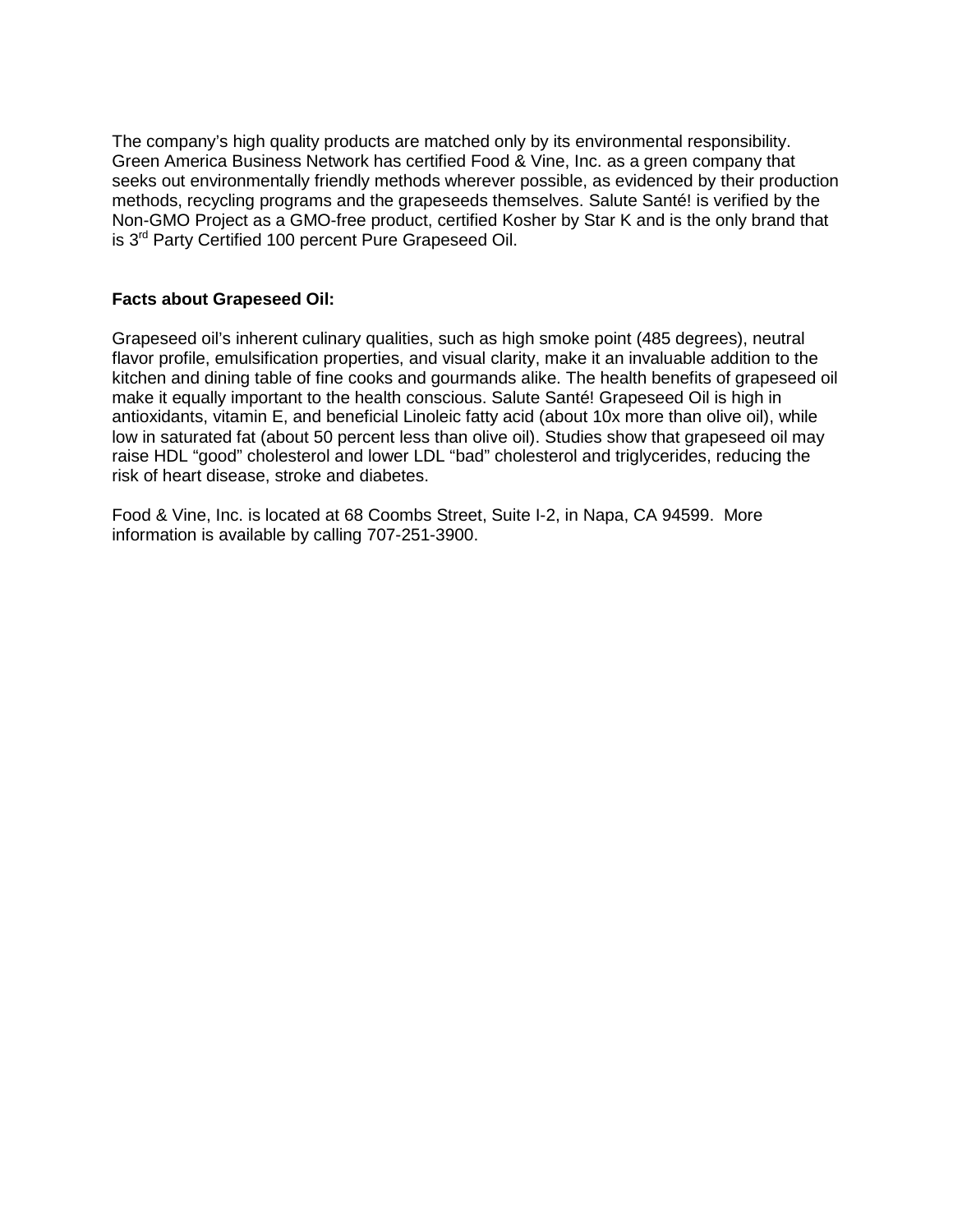The company's high quality products are matched only by its environmental responsibility. Green America Business Network has certified Food & Vine, Inc. as a green company that seeks out environmentally friendly methods wherever possible, as evidenced by their production methods, recycling programs and the grapeseeds themselves. Salute Santé! is verified by the Non-GMO Project as a GMO-free product, certified Kosher by Star K and is the only brand that is 3rd Party Certified 100 percent Pure Grapeseed Oil.

**Facts about Grapeseed Oil:**

Grapeseed oil's inherent culinary qualities, such as high smoke point (485 degrees), neutral flavor profile, emulsification properties, and visual clarity, make it an invaluable addition to the kitchen and dining table of fine cooks and gourmands alike. The health benefits of grapeseed oil make it equally important to the health conscious. Salute Santé! Grapeseed Oil is high in antioxidants, vitamin E, and beneficial Linoleic fatty acid (about 10x more than olive oil), while low in saturated fat (about 50 percent less than olive oil). Studies show that grapeseed oil may raise HDL "good" cholesterol and lower LDL "bad" cholesterol and triglycerides, reducing the risk of heart disease, stroke and diabetes.

Food & Vine, Inc. is located at 68 Coombs Street, Suite I-2, in Napa, CA 94599. More information is available by calling 707-251-3900.